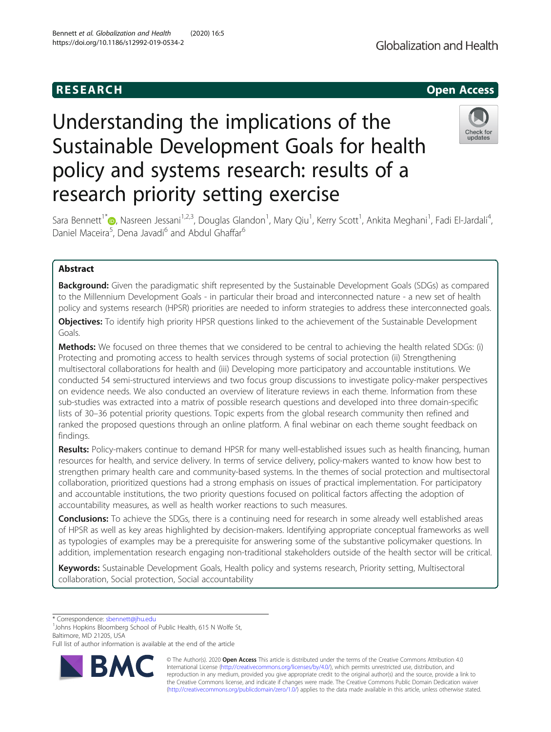RESEARCH

Open Access

# Understanding the implications of the Sustainable Development Goals for health policy and systems research: results of a research priority setting exercise

Sara Bennett[1*], Nasreen Jessani[1,2,3], Douglas Glandon[1], Mary Qiu[1], Kerry Scott[1], Ankita Meghani[1], Fadi El-Jardali[4], Daniel Maceira[5], Dena Javadi[6] and Abdul Ghaffar[6]

## Abstract

**Background:** Given the paradigmatic shift represented by the Sustainable Development Goals (SDGs) as compared to the Millennium Development Goals - in particular their broad and interconnected nature - a new set of health policy and systems research (HPSR) priorities are needed to inform strategies to address these interconnected goals.

**Objectives:** To identify high priority HPSR questions linked to the achievement of the Sustainable Development Goals.

**Methods:** We focused on three themes that we considered to be central to achieving the health related SDGs: (i) Protecting and promoting access to health services through systems of social protection (ii) Strengthening multisectoral collaborations for health and (iii) Developing more participatory and accountable institutions. We conducted 54 semi-structured interviews and two focus group discussions to investigate policy-maker perspectives on evidence needs. We also conducted an overview of literature reviews in each theme. Information from these sub-studies was extracted into a matrix of possible research questions and developed into three domain-specific lists of 30–36 potential priority questions. Topic experts from the global research community then refined and ranked the proposed questions through an online platform. A final webinar on each theme sought feedback on findings.

**Results:** Policy-makers continue to demand HPSR for many well-established issues such as health financing, human resources for health, and service delivery. In terms of service delivery, policy-makers wanted to know how best to strengthen primary health care and community-based systems. In the themes of social protection and multisectoral collaboration, prioritized questions had a strong emphasis on issues of practical implementation. For participatory and accountable institutions, the two priority questions focused on political factors affecting the adoption of accountability measures, as well as health worker reactions to such measures.

**Conclusions:** To achieve the SDGs, there is a continuing need for research in some already well established areas of HPSR as well as key areas highlighted by decision-makers. Identifying appropriate conceptual frameworks as well as typologies of examples may be a prerequisite for answering some of the substantive policymaker questions. In addition, implementation research engaging non-traditional stakeholders outside of the health sector will be critical.

**Keywords:** Sustainable Development Goals, Health policy and systems research, Priority setting, Multisectoral collaboration, Social protection, Social accountability

---

* Correspondence: sbennett@jhu.edu
[1]Johns Hopkins Bloomberg School of Public Health, 615 N Wolfe St, Baltimore, MD 21205, USA
Full list of author information is available at the end of the article

© The Author(s). 2020 **Open Access** This article is distributed under the terms of the Creative Commons Attribution 4.0 International License (http://creativecommons.org/licenses/by/4.0/), which permits unrestricted use, distribution, and reproduction in any medium, provided you give appropriate credit to the original author(s) and the source, provide a link to the Creative Commons license, and indicate if changes were made. The Creative Commons Public Domain Dedication waiver (http://creativecommons.org/publicdomain/zero/1.0/) applies to the data made available in this article, unless otherwise stated.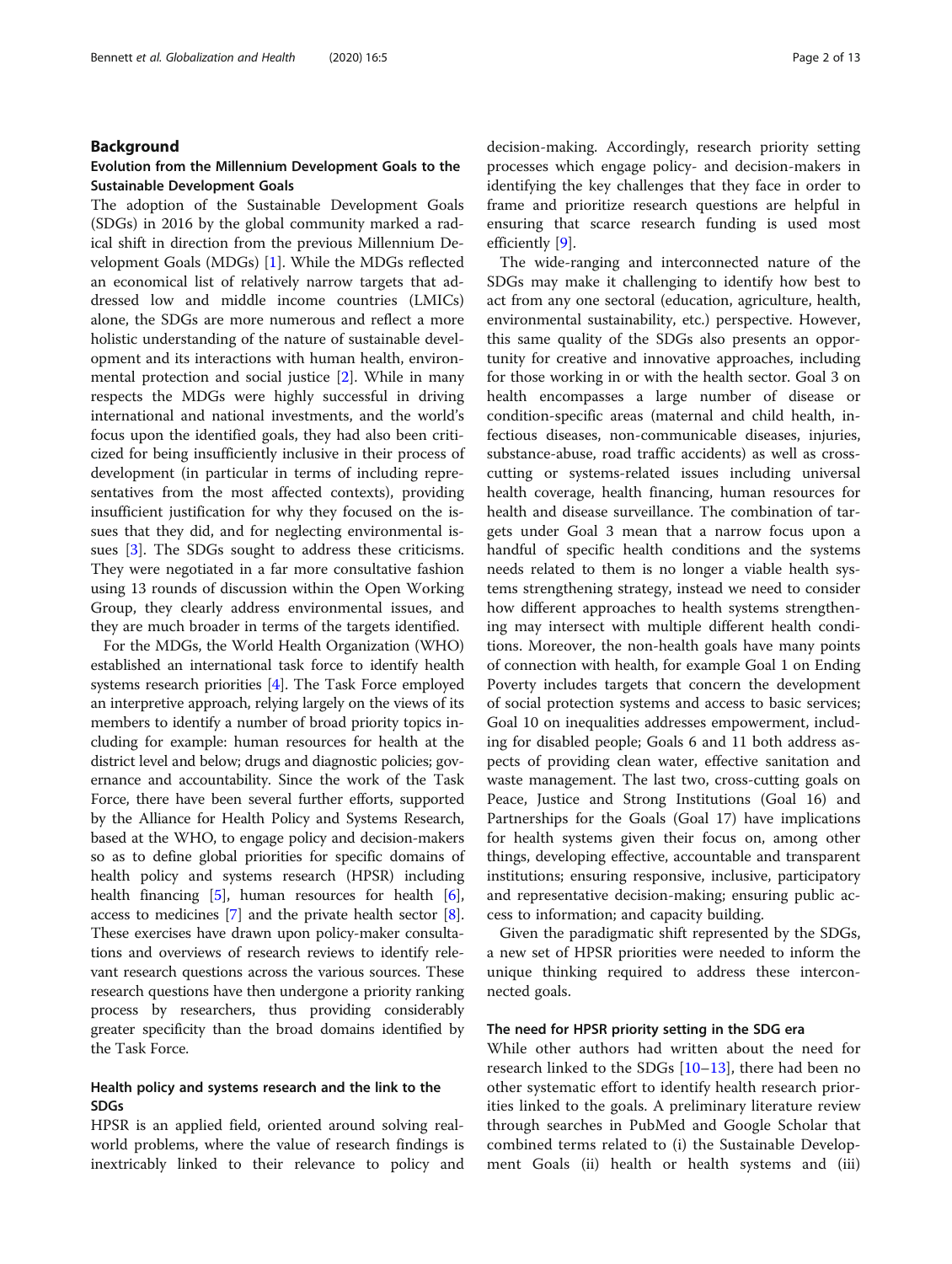## Background

### Evolution from the Millennium Development Goals to the Sustainable Development Goals

The adoption of the Sustainable Development Goals (SDGs) in 2016 by the global community marked a radical shift in direction from the previous Millennium Development Goals (MDGs) [1]. While the MDGs reflected an economical list of relatively narrow targets that addressed low and middle income countries (LMICs) alone, the SDGs are more numerous and reflect a more holistic understanding of the nature of sustainable development and its interactions with human health, environmental protection and social justice [2]. While in many respects the MDGs were highly successful in driving international and national investments, and the world's focus upon the identified goals, they had also been criticized for being insufficiently inclusive in their process of development (in particular in terms of including representatives from the most affected contexts), providing insufficient justification for why they focused on the issues that they did, and for neglecting environmental issues [3]. The SDGs sought to address these criticisms. They were negotiated in a far more consultative fashion using 13 rounds of discussion within the Open Working Group, they clearly address environmental issues, and they are much broader in terms of the targets identified.

For the MDGs, the World Health Organization (WHO) established an international task force to identify health systems research priorities [4]. The Task Force employed an interpretive approach, relying largely on the views of its members to identify a number of broad priority topics including for example: human resources for health at the district level and below; drugs and diagnostic policies; governance and accountability. Since the work of the Task Force, there have been several further efforts, supported by the Alliance for Health Policy and Systems Research, based at the WHO, to engage policy and decision-makers so as to define global priorities for specific domains of health policy and systems research (HPSR) including health financing [5], human resources for health [6], access to medicines [7] and the private health sector [8]. These exercises have drawn upon policy-maker consultations and overviews of research reviews to identify relevant research questions across the various sources. These research questions have then undergone a priority ranking process by researchers, thus providing considerably greater specificity than the broad domains identified by the Task Force.

### Health policy and systems research and the link to the SDGs

HPSR is an applied field, oriented around solving real-world problems, where the value of research findings is inextricably linked to their relevance to policy and decision-making. Accordingly, research priority setting processes which engage policy- and decision-makers in identifying the key challenges that they face in order to frame and prioritize research questions are helpful in ensuring that scarce research funding is used most efficiently [9].

The wide-ranging and interconnected nature of the SDGs may make it challenging to identify how best to act from any one sectoral (education, agriculture, health, environmental sustainability, etc.) perspective. However, this same quality of the SDGs also presents an opportunity for creative and innovative approaches, including for those working in or with the health sector. Goal 3 on health encompasses a large number of disease or condition-specific areas (maternal and child health, infectious diseases, non-communicable diseases, injuries, substance-abuse, road traffic accidents) as well as cross-cutting or systems-related issues including universal health coverage, health financing, human resources for health and disease surveillance. The combination of targets under Goal 3 mean that a narrow focus upon a handful of specific health conditions and the systems needs related to them is no longer a viable health systems strengthening strategy, instead we need to consider how different approaches to health systems strengthening may intersect with multiple different health conditions. Moreover, the non-health goals have many points of connection with health, for example Goal 1 on Ending Poverty includes targets that concern the development of social protection systems and access to basic services; Goal 10 on inequalities addresses empowerment, including for disabled people; Goals 6 and 11 both address aspects of providing clean water, effective sanitation and waste management. The last two, cross-cutting goals on Peace, Justice and Strong Institutions (Goal 16) and Partnerships for the Goals (Goal 17) have implications for health systems given their focus on, among other things, developing effective, accountable and transparent institutions; ensuring responsive, inclusive, participatory and representative decision-making; ensuring public access to information; and capacity building.

Given the paradigmatic shift represented by the SDGs, a new set of HPSR priorities were needed to inform the unique thinking required to address these interconnected goals.

### The need for HPSR priority setting in the SDG era

While other authors had written about the need for research linked to the SDGs [10–13], there had been no other systematic effort to identify health research priorities linked to the goals. A preliminary literature review through searches in PubMed and Google Scholar that combined terms related to (i) the Sustainable Development Goals (ii) health or health systems and (iii)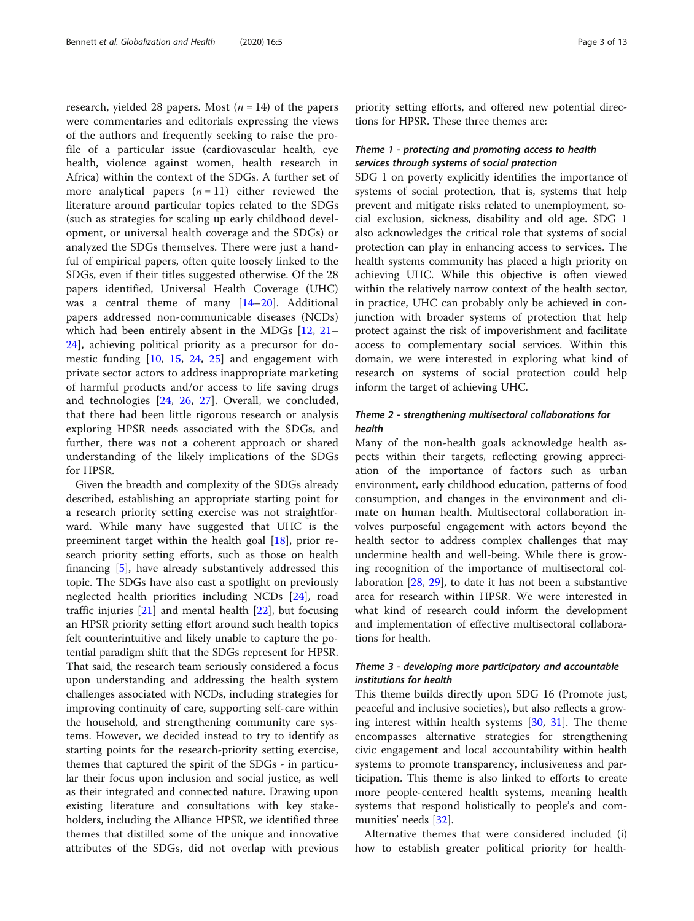research, yielded 28 papers. Most ($n = 14$) of the papers were commentaries and editorials expressing the views of the authors and frequently seeking to raise the profile of a particular issue (cardiovascular health, eye health, violence against women, health research in Africa) within the context of the SDGs. A further set of more analytical papers ($n = 11$) either reviewed the literature around particular topics related to the SDGs (such as strategies for scaling up early childhood development, or universal health coverage and the SDGs) or analyzed the SDGs themselves. There were just a handful of empirical papers, often quite loosely linked to the SDGs, even if their titles suggested otherwise. Of the 28 papers identified, Universal Health Coverage (UHC) was a central theme of many [14–20]. Additional papers addressed non-communicable diseases (NCDs) which had been entirely absent in the MDGs [12, 21–24], achieving political priority as a precursor for domestic funding [10, 15, 24, 25] and engagement with private sector actors to address inappropriate marketing of harmful products and/or access to life saving drugs and technologies [24, 26, 27]. Overall, we concluded, that there had been little rigorous research or analysis exploring HPSR needs associated with the SDGs, and further, there was not a coherent approach or shared understanding of the likely implications of the SDGs for HPSR.

Given the breadth and complexity of the SDGs already described, establishing an appropriate starting point for a research priority setting exercise was not straightforward. While many have suggested that UHC is the preeminent target within the health goal [18], prior research priority setting efforts, such as those on health financing [5], have already substantively addressed this topic. The SDGs have also cast a spotlight on previously neglected health priorities including NCDs [24], road traffic injuries [21] and mental health [22], but focusing an HPSR priority setting effort around such health topics felt counterintuitive and likely unable to capture the potential paradigm shift that the SDGs represent for HPSR. That said, the research team seriously considered a focus upon understanding and addressing the health system challenges associated with NCDs, including strategies for improving continuity of care, supporting self-care within the household, and strengthening community care systems. However, we decided instead to try to identify as starting points for the research-priority setting exercise, themes that captured the spirit of the SDGs - in particular their focus upon inclusion and social justice, as well as their integrated and connected nature. Drawing upon existing literature and consultations with key stakeholders, including the Alliance HPSR, we identified three themes that distilled some of the unique and innovative attributes of the SDGs, did not overlap with previous priority setting efforts, and offered new potential directions for HPSR. These three themes are:

### *Theme 1 - protecting and promoting access to health services through systems of social protection*

SDG 1 on poverty explicitly identifies the importance of systems of social protection, that is, systems that help prevent and mitigate risks related to unemployment, social exclusion, sickness, disability and old age. SDG 1 also acknowledges the critical role that systems of social protection can play in enhancing access to services. The health systems community has placed a high priority on achieving UHC. While this objective is often viewed within the relatively narrow context of the health sector, in practice, UHC can probably only be achieved in conjunction with broader systems of protection that help protect against the risk of impoverishment and facilitate access to complementary social services. Within this domain, we were interested in exploring what kind of research on systems of social protection could help inform the target of achieving UHC.

### *Theme 2 - strengthening multisectoral collaborations for health*

Many of the non-health goals acknowledge health aspects within their targets, reflecting growing appreciation of the importance of factors such as urban environment, early childhood education, patterns of food consumption, and changes in the environment and climate on human health. Multisectoral collaboration involves purposeful engagement with actors beyond the health sector to address complex challenges that may undermine health and well-being. While there is growing recognition of the importance of multisectoral collaboration [28, 29], to date it has not been a substantive area for research within HPSR. We were interested in what kind of research could inform the development and implementation of effective multisectoral collaborations for health.

### *Theme 3 - developing more participatory and accountable institutions for health*

This theme builds directly upon SDG 16 (Promote just, peaceful and inclusive societies), but also reflects a growing interest within health systems [30, 31]. The theme encompasses alternative strategies for strengthening civic engagement and local accountability within health systems to promote transparency, inclusiveness and participation. This theme is also linked to efforts to create more people-centered health systems, meaning health systems that respond holistically to people's and communities' needs [32].

Alternative themes that were considered included (i) how to establish greater political priority for health-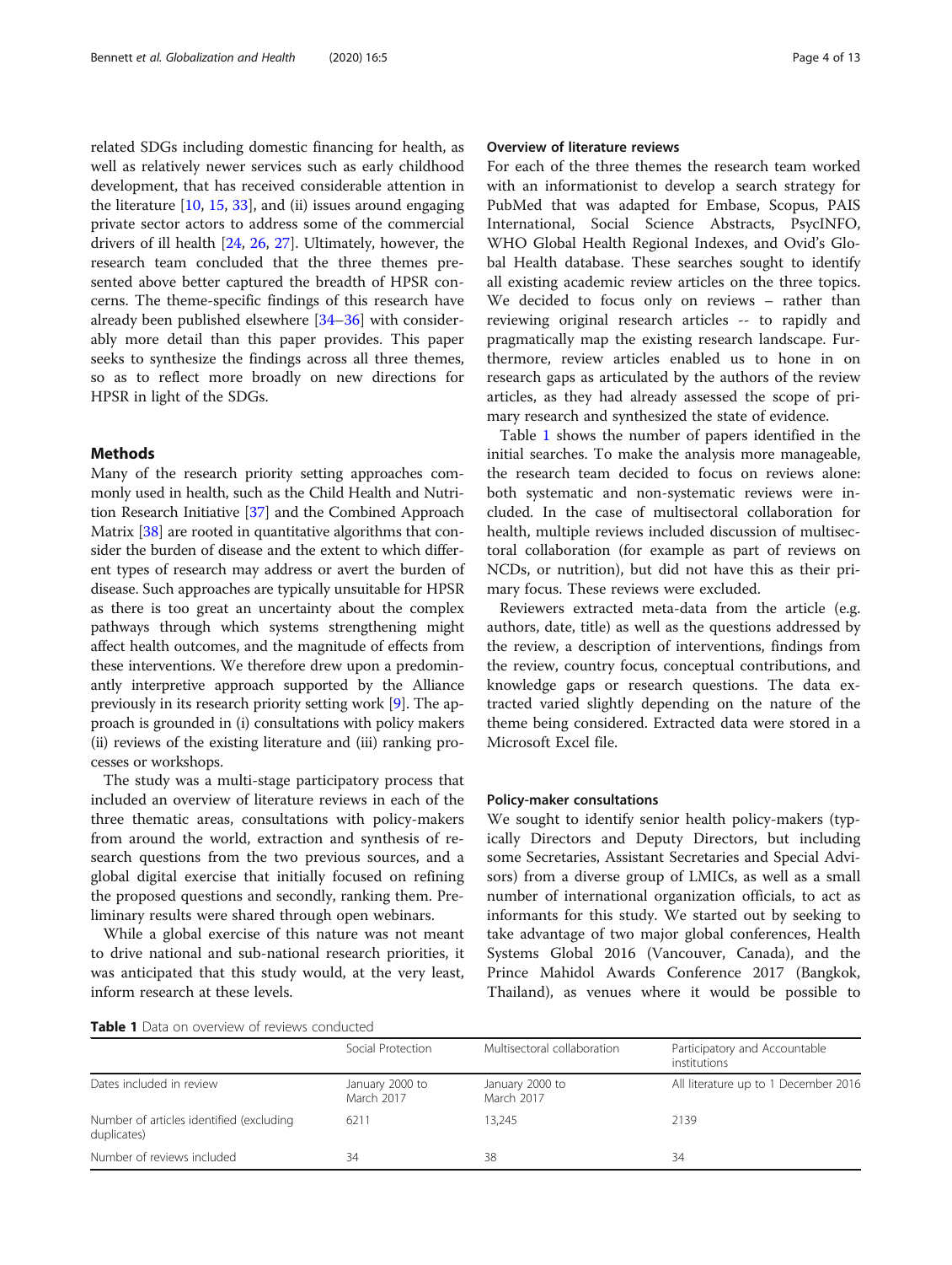related SDGs including domestic financing for health, as well as relatively newer services such as early childhood development, that has received considerable attention in the literature [10, 15, 33], and (ii) issues around engaging private sector actors to address some of the commercial drivers of ill health [24, 26, 27]. Ultimately, however, the research team concluded that the three themes presented above better captured the breadth of HPSR concerns. The theme-specific findings of this research have already been published elsewhere [34–36] with considerably more detail than this paper provides. This paper seeks to synthesize the findings across all three themes, so as to reflect more broadly on new directions for HPSR in light of the SDGs.

## Methods

Many of the research priority setting approaches commonly used in health, such as the Child Health and Nutrition Research Initiative [37] and the Combined Approach Matrix [38] are rooted in quantitative algorithms that consider the burden of disease and the extent to which different types of research may address or avert the burden of disease. Such approaches are typically unsuitable for HPSR as there is too great an uncertainty about the complex pathways through which systems strengthening might affect health outcomes, and the magnitude of effects from these interventions. We therefore drew upon a predominantly interpretive approach supported by the Alliance previously in its research priority setting work [9]. The approach is grounded in (i) consultations with policy makers (ii) reviews of the existing literature and (iii) ranking processes or workshops.

The study was a multi-stage participatory process that included an overview of literature reviews in each of the three thematic areas, consultations with policy-makers from around the world, extraction and synthesis of research questions from the two previous sources, and a global digital exercise that initially focused on refining the proposed questions and secondly, ranking them. Preliminary results were shared through open webinars.

While a global exercise of this nature was not meant to drive national and sub-national research priorities, it was anticipated that this study would, at the very least, inform research at these levels.

### Overview of literature reviews

For each of the three themes the research team worked with an informationist to develop a search strategy for PubMed that was adapted for Embase, Scopus, PAIS International, Social Science Abstracts, PsycINFO, WHO Global Health Regional Indexes, and Ovid's Global Health database. These searches sought to identify all existing academic review articles on the three topics. We decided to focus only on reviews – rather than reviewing original research articles -- to rapidly and pragmatically map the existing research landscape. Furthermore, review articles enabled us to hone in on research gaps as articulated by the authors of the review articles, as they had already assessed the scope of primary research and synthesized the state of evidence.

Table 1 shows the number of papers identified in the initial searches. To make the analysis more manageable, the research team decided to focus on reviews alone: both systematic and non-systematic reviews were included. In the case of multisectoral collaboration for health, multiple reviews included discussion of multisectoral collaboration (for example as part of reviews on NCDs, or nutrition), but did not have this as their primary focus. These reviews were excluded.

Reviewers extracted meta-data from the article (e.g. authors, date, title) as well as the questions addressed by the review, a description of interventions, findings from the review, country focus, conceptual contributions, and knowledge gaps or research questions. The data extracted varied slightly depending on the nature of the theme being considered. Extracted data were stored in a Microsoft Excel file.

### Policy-maker consultations

We sought to identify senior health policy-makers (typically Directors and Deputy Directors, but including some Secretaries, Assistant Secretaries and Special Advisors) from a diverse group of LMICs, as well as a small number of international organization officials, to act as informants for this study. We started out by seeking to take advantage of two major global conferences, Health Systems Global 2016 (Vancouver, Canada), and the Prince Mahidol Awards Conference 2017 (Bangkok, Thailand), as venues where it would be possible to

**Table 1** Data on overview of reviews conducted

| | Social Protection | Multisectoral collaboration | Participatory and Accountable institutions |
|---|---|---|---|
| Dates included in review | January 2000 to March 2017 | January 2000 to March 2017 | All literature up to 1 December 2016 |
| Number of articles identified (excluding duplicates) | 6211 | 13,245 | 2139 |
| Number of reviews included | 34 | 38 | 34 |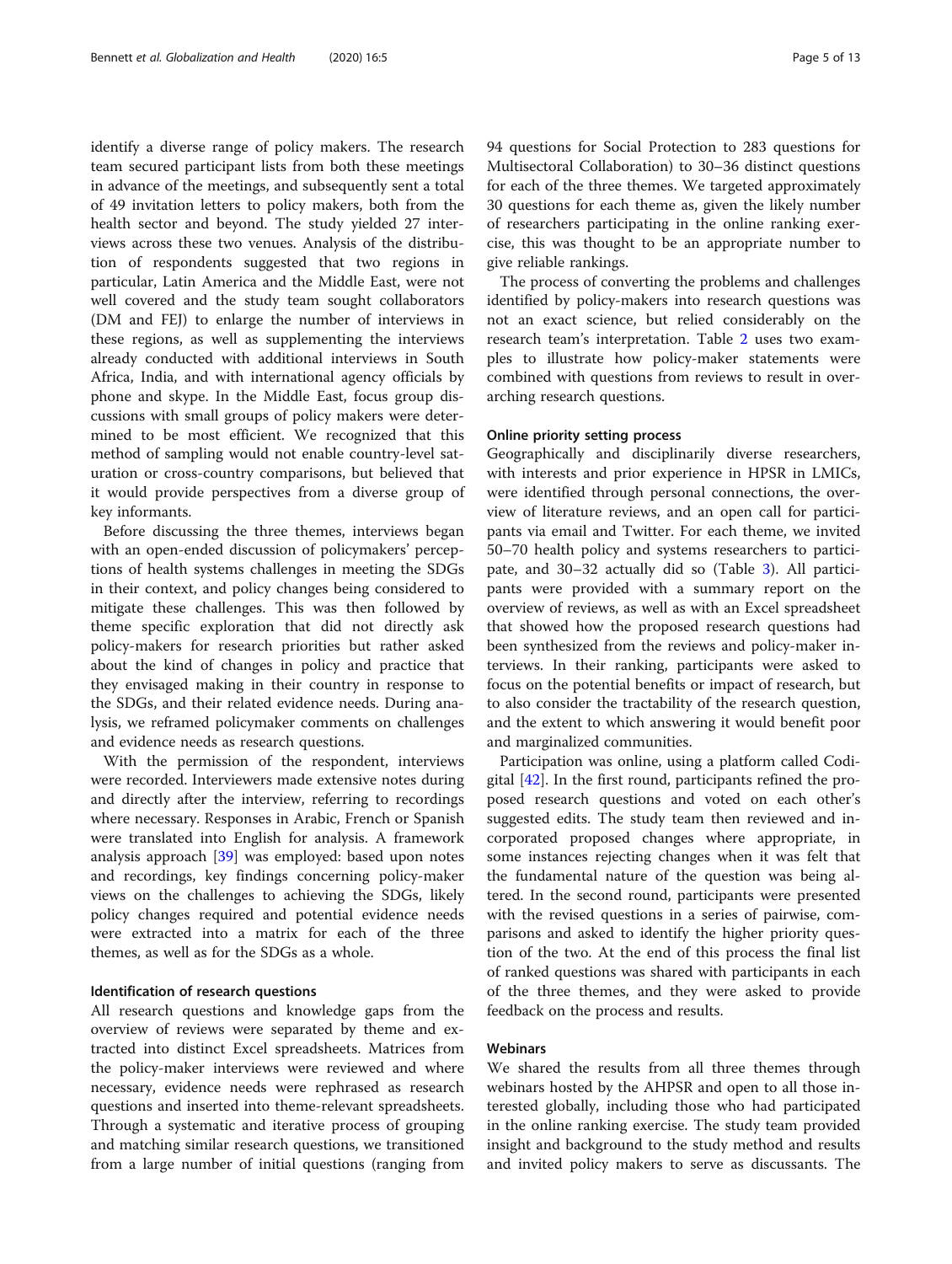identify a diverse range of policy makers. The research team secured participant lists from both these meetings in advance of the meetings, and subsequently sent a total of 49 invitation letters to policy makers, both from the health sector and beyond. The study yielded 27 interviews across these two venues. Analysis of the distribution of respondents suggested that two regions in particular, Latin America and the Middle East, were not well covered and the study team sought collaborators (DM and FEJ) to enlarge the number of interviews in these regions, as well as supplementing the interviews already conducted with additional interviews in South Africa, India, and with international agency officials by phone and skype. In the Middle East, focus group discussions with small groups of policy makers were determined to be most efficient. We recognized that this method of sampling would not enable country-level saturation or cross-country comparisons, but believed that it would provide perspectives from a diverse group of key informants.

Before discussing the three themes, interviews began with an open-ended discussion of policymakers' perceptions of health systems challenges in meeting the SDGs in their context, and policy changes being considered to mitigate these challenges. This was then followed by theme specific exploration that did not directly ask policy-makers for research priorities but rather asked about the kind of changes in policy and practice that they envisaged making in their country in response to the SDGs, and their related evidence needs. During analysis, we reframed policymaker comments on challenges and evidence needs as research questions.

With the permission of the respondent, interviews were recorded. Interviewers made extensive notes during and directly after the interview, referring to recordings where necessary. Responses in Arabic, French or Spanish were translated into English for analysis. A framework analysis approach [39] was employed: based upon notes and recordings, key findings concerning policy-maker views on the challenges to achieving the SDGs, likely policy changes required and potential evidence needs were extracted into a matrix for each of the three themes, as well as for the SDGs as a whole.

### Identification of research questions

All research questions and knowledge gaps from the overview of reviews were separated by theme and extracted into distinct Excel spreadsheets. Matrices from the policy-maker interviews were reviewed and where necessary, evidence needs were rephrased as research questions and inserted into theme-relevant spreadsheets. Through a systematic and iterative process of grouping and matching similar research questions, we transitioned from a large number of initial questions (ranging from 94 questions for Social Protection to 283 questions for Multisectoral Collaboration) to 30–36 distinct questions for each of the three themes. We targeted approximately 30 questions for each theme as, given the likely number of researchers participating in the online ranking exercise, this was thought to be an appropriate number to give reliable rankings.

The process of converting the problems and challenges identified by policy-makers into research questions was not an exact science, but relied considerably on the research team's interpretation. Table 2 uses two examples to illustrate how policy-maker statements were combined with questions from reviews to result in overarching research questions.

### Online priority setting process

Geographically and disciplinarily diverse researchers, with interests and prior experience in HPSR in LMICs, were identified through personal connections, the overview of literature reviews, and an open call for participants via email and Twitter. For each theme, we invited 50–70 health policy and systems researchers to participate, and 30–32 actually did so (Table 3). All participants were provided with a summary report on the overview of reviews, as well as with an Excel spreadsheet that showed how the proposed research questions had been synthesized from the reviews and policy-maker interviews. In their ranking, participants were asked to focus on the potential benefits or impact of research, but to also consider the tractability of the research question, and the extent to which answering it would benefit poor and marginalized communities.

Participation was online, using a platform called Codigital [42]. In the first round, participants refined the proposed research questions and voted on each other's suggested edits. The study team then reviewed and incorporated proposed changes where appropriate, in some instances rejecting changes when it was felt that the fundamental nature of the question was being altered. In the second round, participants were presented with the revised questions in a series of pairwise, comparisons and asked to identify the higher priority question of the two. At the end of this process the final list of ranked questions was shared with participants in each of the three themes, and they were asked to provide feedback on the process and results.

### Webinars

We shared the results from all three themes through webinars hosted by the AHPSR and open to all those interested globally, including those who had participated in the online ranking exercise. The study team provided insight and background to the study method and results and invited policy makers to serve as discussants. The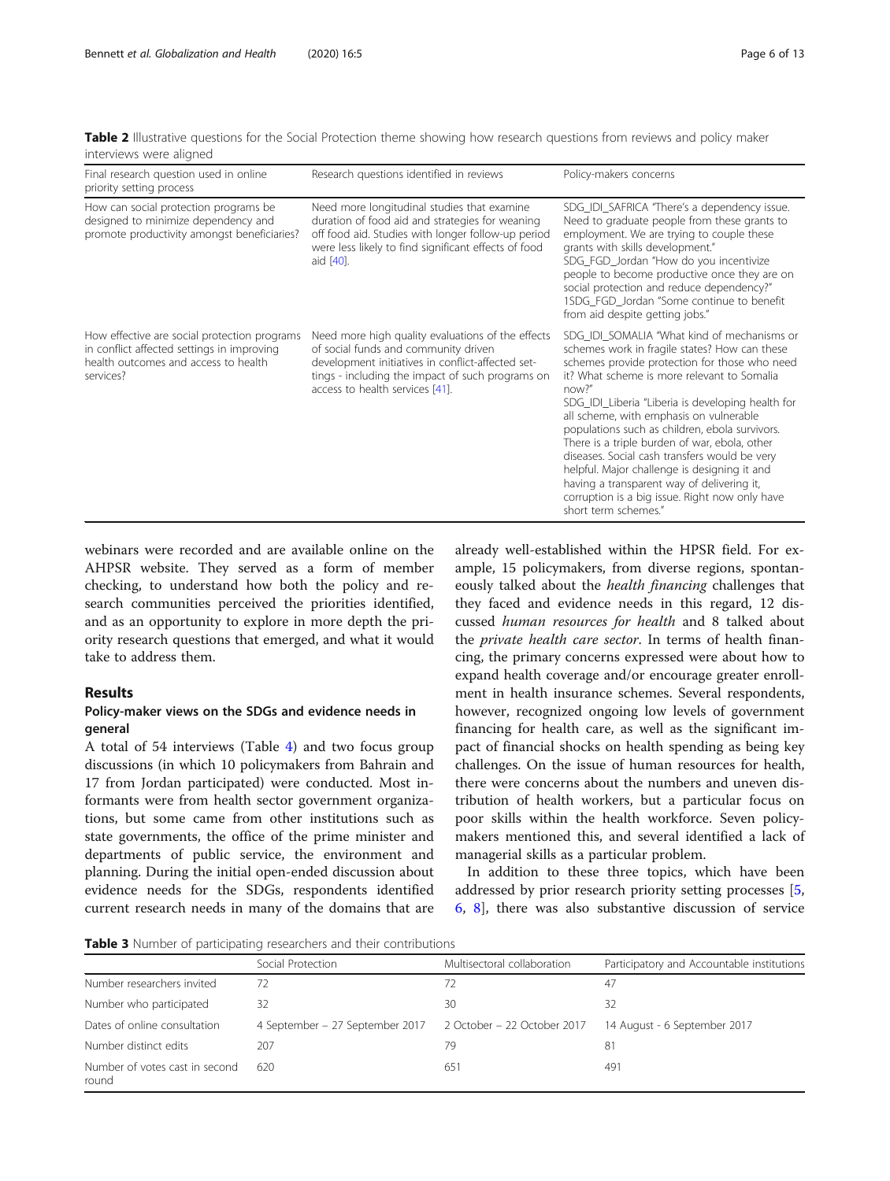**Table 2** Illustrative questions for the Social Protection theme showing how research questions from reviews and policy maker interviews were aligned

| Final research question used in online priority setting process | Research questions identified in reviews | Policy-makers concerns |
|---|---|---|
| How can social protection programs be designed to minimize dependency and promote productivity amongst beneficiaries? | Need more longitudinal studies that examine duration of food aid and strategies for weaning off food aid. Studies with longer follow-up period were less likely to find significant effects of food aid [40]. | SDG_IDI_SAFRICA "There's a dependency issue. Need to graduate people from these grants to employment. We are trying to couple these grants with skills development." SDG_FGD_Jordan "How do you incentivize people to become productive once they are on social protection and reduce dependency?" 1SDG_FGD_Jordan "Some continue to benefit from aid despite getting jobs." |
| How effective are social protection programs in conflict affected settings in improving health outcomes and access to health services? | Need more high quality evaluations of the effects of social funds and community driven development initiatives in conflict-affected settings - including the impact of such programs on access to health services [41]. | SDG_IDI_SOMALIA "What kind of mechanisms or schemes work in fragile states? How can these schemes provide protection for those who need it? What scheme is more relevant to Somalia now?" SDG_IDI_Liberia "Liberia is developing health for all scheme, with emphasis on vulnerable populations such as children, ebola survivors. There is a triple burden of war, ebola, other diseases. Social cash transfers would be very helpful. Major challenge is designing it and having a transparent way of delivering it, corruption is a big issue. Right now only have short term schemes." |

webinars were recorded and are available online on the AHPSR website. They served as a form of member checking, to understand how both the policy and research communities perceived the priorities identified, and as an opportunity to explore in more depth the priority research questions that emerged, and what it would take to address them.

## Results

### Policy-maker views on the SDGs and evidence needs in general

A total of 54 interviews (Table 4) and two focus group discussions (in which 10 policymakers from Bahrain and 17 from Jordan participated) were conducted. Most informants were from health sector government organizations, but some came from other institutions such as state governments, the office of the prime minister and departments of public service, the environment and planning. During the initial open-ended discussion about evidence needs for the SDGs, respondents identified current research needs in many of the domains that are already well-established within the HPSR field. For example, 15 policymakers, from diverse regions, spontaneously talked about the *health financing* challenges that they faced and evidence needs in this regard, 12 discussed *human resources for health* and 8 talked about the *private health care sector*. In terms of health financing, the primary concerns expressed were about how to expand health coverage and/or encourage greater enrollment in health insurance schemes. Several respondents, however, recognized ongoing low levels of government financing for health care, as well as the significant impact of financial shocks on health spending as being key challenges. On the issue of human resources for health, there were concerns about the numbers and uneven distribution of health workers, but a particular focus on poor skills within the health workforce. Seven policymakers mentioned this, and several identified a lack of managerial skills as a particular problem.

In addition to these three topics, which have been addressed by prior research priority setting processes [5, 6, 8], there was also substantive discussion of service

**Table 3** Number of participating researchers and their contributions

| | Social Protection | Multisectoral collaboration | Participatory and Accountable institutions |
|---|---|---|---|
| Number researchers invited | 72 | 72 | 47 |
| Number who participated | 32 | 30 | 32 |
| Dates of online consultation | 4 September – 27 September 2017 | 2 October – 22 October 2017 | 14 August - 6 September 2017 |
| Number distinct edits | 207 | 79 | 81 |
| Number of votes cast in second round | 620 | 651 | 491 |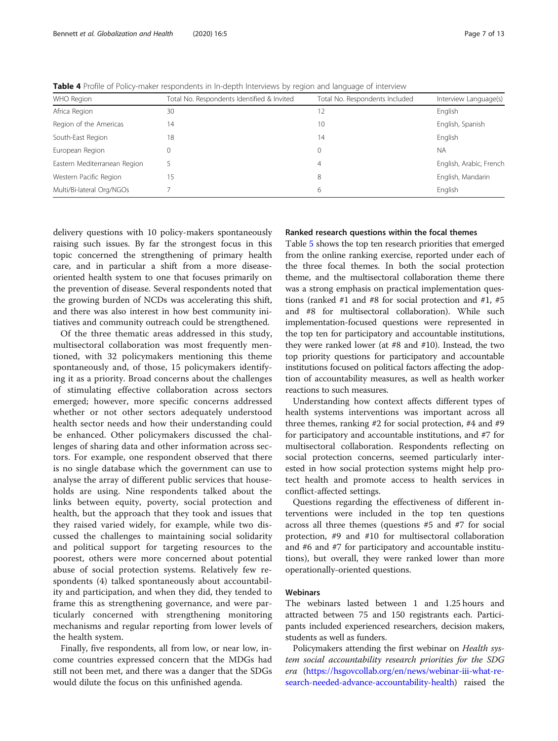**Table 4** Profile of Policy-maker respondents in In-depth Interviews by region and language of interview

| WHO Region | Total No. Respondents Identified & Invited | Total No. Respondents Included | Interview Language(s) |
|---|---|---|---|
| Africa Region | 30 | 12 | English |
| Region of the Americas | 14 | 10 | English, Spanish |
| South-East Region | 18 | 14 | English |
| European Region | 0 | 0 | NA |
| Eastern Mediterranean Region | 5 | 4 | English, Arabic, French |
| Western Pacific Region | 15 | 8 | English, Mandarin |
| Multi/Bi-lateral Org/NGOs | 7 | 6 | English |

delivery questions with 10 policy-makers spontaneously raising such issues. By far the strongest focus in this topic concerned the strengthening of primary health care, and in particular a shift from a more disease-oriented health system to one that focuses primarily on the prevention of disease. Several respondents noted that the growing burden of NCDs was accelerating this shift, and there was also interest in how best community initiatives and community outreach could be strengthened.

Of the three thematic areas addressed in this study, multisectoral collaboration was most frequently mentioned, with 32 policymakers mentioning this theme spontaneously and, of those, 15 policymakers identifying it as a priority. Broad concerns about the challenges of stimulating effective collaboration across sectors emerged; however, more specific concerns addressed whether or not other sectors adequately understood health sector needs and how their understanding could be enhanced. Other policymakers discussed the challenges of sharing data and other information across sectors. For example, one respondent observed that there is no single database which the government can use to analyse the array of different public services that households are using. Nine respondents talked about the links between equity, poverty, social protection and health, but the approach that they took and issues that they raised varied widely, for example, while two discussed the challenges to maintaining social solidarity and political support for targeting resources to the poorest, others were more concerned about potential abuse of social protection systems. Relatively few respondents (4) talked spontaneously about accountability and participation, and when they did, they tended to frame this as strengthening governance, and were particularly concerned with strengthening monitoring mechanisms and regular reporting from lower levels of the health system.

Finally, five respondents, all from low, or near low, income countries expressed concern that the MDGs had still not been met, and there was a danger that the SDGs would dilute the focus on this unfinished agenda.

### Ranked research questions within the focal themes

Table 5 shows the top ten research priorities that emerged from the online ranking exercise, reported under each of the three focal themes. In both the social protection theme, and the multisectoral collaboration theme there was a strong emphasis on practical implementation questions (ranked #1 and #8 for social protection and #1, #5 and #8 for multisectoral collaboration). While such implementation-focused questions were represented in the top ten for participatory and accountable institutions, they were ranked lower (at #8 and #10). Instead, the two top priority questions for participatory and accountable institutions focused on political factors affecting the adoption of accountability measures, as well as health worker reactions to such measures.

Understanding how context affects different types of health systems interventions was important across all three themes, ranking #2 for social protection, #4 and #9 for participatory and accountable institutions, and #7 for multisectoral collaboration. Respondents reflecting on social protection concerns, seemed particularly interested in how social protection systems might help protect health and promote access to health services in conflict-affected settings.

Questions regarding the effectiveness of different interventions were included in the top ten questions across all three themes (questions #5 and #7 for social protection, #9 and #10 for multisectoral collaboration and #6 and #7 for participatory and accountable institutions), but overall, they were ranked lower than more operationally-oriented questions.

### Webinars

The webinars lasted between 1 and 1.25 hours and attracted between 75 and 150 registrants each. Participants included experienced researchers, decision makers, students as well as funders.

Policymakers attending the first webinar on *Health system social accountability research priorities for the SDG era* (https://hsgovcollab.org/en/news/webinar-iii-what-research-needed-advance-accountability-health) raised the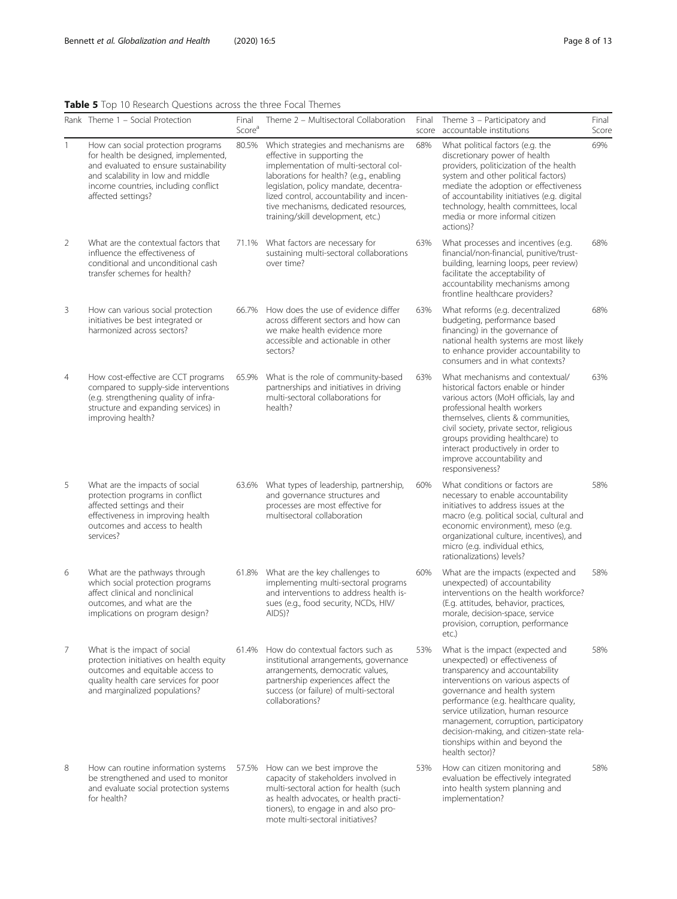**Table 5** Top 10 Research Questions across the three Focal Themes

| Rank | Theme 1 – Social Protection | Final Score[a] | Theme 2 – Multisectoral Collaboration | Final score | Theme 3 – Participatory and accountable institutions | Final Score |
|---|---|---|---|---|---|---|
| 1 | How can social protection programs for health be designed, implemented, and evaluated to ensure sustainability and scalability in low and middle income countries, including conflict affected settings? | 80.5% | Which strategies and mechanisms are effective in supporting the implementation of multi-sectoral collaborations for health? (e.g., enabling legislation, policy mandate, decentralized control, accountability and incentive mechanisms, dedicated resources, training/skill development, etc.) | 68% | What political factors (e.g. the discretionary power of health providers, politicization of the health system and other political factors) mediate the adoption or effectiveness of accountability initiatives (e.g. digital technology, health committees, local media or more informal citizen actions)? | 69% |
| 2 | What are the contextual factors that influence the effectiveness of conditional and unconditional cash transfer schemes for health? | 71.1% | What factors are necessary for sustaining multi-sectoral collaborations over time? | 63% | What processes and incentives (e.g. financial/non-financial, punitive/trust-building, learning loops, peer review) facilitate the acceptability of accountability mechanisms among frontline healthcare providers? | 68% |
| 3 | How can various social protection initiatives be best integrated or harmonized across sectors? | 66.7% | How does the use of evidence differ across different sectors and how can we make health evidence more accessible and actionable in other sectors? | 63% | What reforms (e.g. decentralized budgeting, performance based financing) in the governance of national health systems are most likely to enhance provider accountability to consumers and in what contexts? | 68% |
| 4 | How cost-effective are CCT programs compared to supply-side interventions (e.g. strengthening quality of infrastructure and expanding services) in improving health? | 65.9% | What is the role of community-based partnerships and initiatives in driving multi-sectoral collaborations for health? | 63% | What mechanisms and contextual/historical factors enable or hinder various actors (MoH officials, lay and professional health workers themselves, clients & communities, civil society, private sector, religious groups providing healthcare) to interact productively in order to improve accountability and responsiveness? | 63% |
| 5 | What are the impacts of social protection programs in conflict affected settings and their effectiveness in improving health outcomes and access to health services? | 63.6% | What types of leadership, partnership, and governance structures and processes are most effective for multisectoral collaboration | 60% | What conditions or factors are necessary to enable accountability initiatives to address issues at the macro (e.g. political social, cultural and economic environment), meso (e.g. organizational culture, incentives), and micro (e.g. individual ethics, rationalizations) levels? | 58% |
| 6 | What are the pathways through which social protection programs affect clinical and nonclinical outcomes, and what are the implications on program design? | 61.8% | What are the key challenges to implementing multi-sectoral programs and interventions to address health issues (e.g., food security, NCDs, HIV/AIDS)? | 60% | What are the impacts (expected and unexpected) of accountability interventions on the health workforce? (E.g. attitudes, behavior, practices, morale, decision-space, service provision, corruption, performance etc.) | 58% |
| 7 | What is the impact of social protection initiatives on health equity outcomes and equitable access to quality health care services for poor and marginalized populations? | 61.4% | How do contextual factors such as institutional arrangements, governance arrangements, democratic values, partnership experiences affect the success (or failure) of multi-sectoral collaborations? | 53% | What is the impact (expected and unexpected) or effectiveness of transparency and accountability interventions on various aspects of governance and health system performance (e.g. healthcare quality, service utilization, human resource management, corruption, participatory decision-making, and citizen-state relationships within and beyond the health sector)? | 58% |
| 8 | How can routine information systems be strengthened and used to monitor and evaluate social protection systems for health? | 57.5% | How can we best improve the capacity of stakeholders involved in multi-sectoral action for health (such as health advocates, or health practitioners), to engage in and also promote multi-sectoral initiatives? | 53% | How can citizen monitoring and evaluation be effectively integrated into health system planning and implementation? | 58% |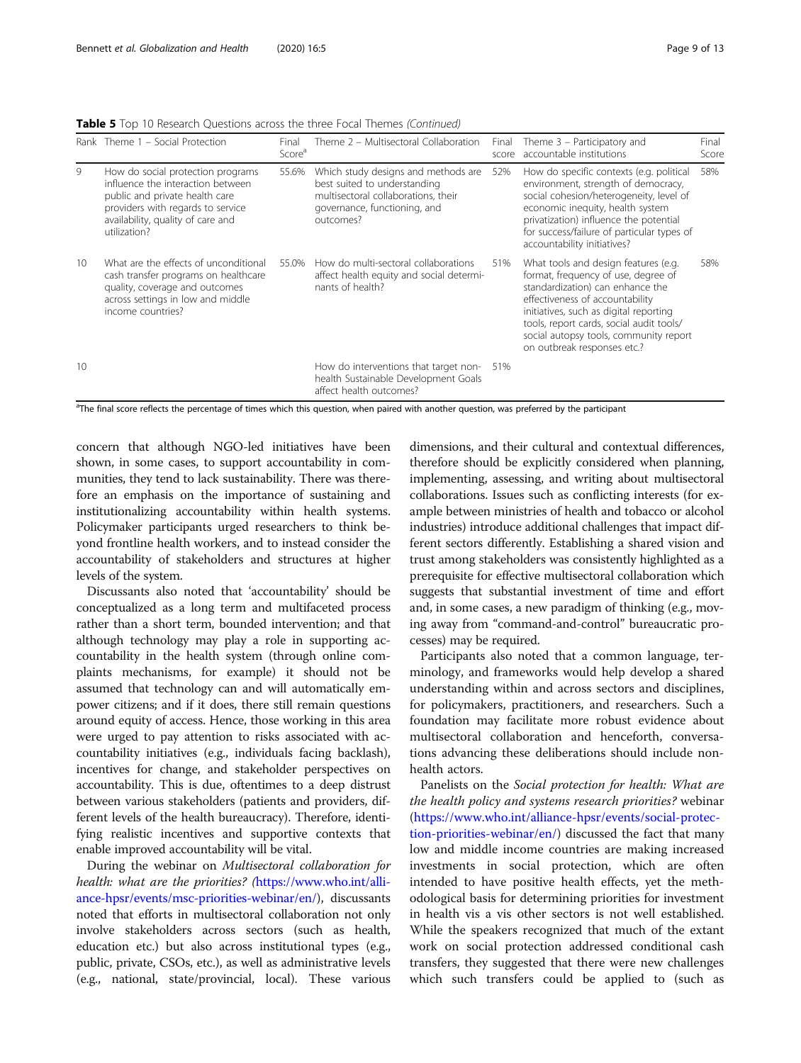**Table 5** Top 10 Research Questions across the three Focal Themes *(Continued)*

| Rank | Theme 1 – Social Protection | Final Score[a] | Theme 2 – Multisectoral Collaboration | Final score | Theme 3 – Participatory and accountable institutions | Final Score |
|---|---|---|---|---|---|---|
| 9 | How do social protection programs influence the interaction between public and private health care providers with regards to service availability, quality of care and utilization? | 55.6% | Which study designs and methods are best suited to understanding multisectoral collaborations, their governance, functioning, and outcomes? | 52% | How do specific contexts (e.g. political environment, strength of democracy, social cohesion/heterogeneity, level of economic inequity, health system privatization) influence the potential for success/failure of particular types of accountability initiatives? | 58% |
| 10 | What are the effects of unconditional cash transfer programs on healthcare quality, coverage and outcomes across settings in low and middle income countries? | 55.0% | How do multi-sectoral collaborations affect health equity and social determinants of health? | 51% | What tools and design features (e.g. format, frequency of use, degree of standardization) can enhance the effectiveness of accountability initiatives, such as digital reporting tools, report cards, social audit tools/ social autopsy tools, community report on outbreak responses etc.? | 58% |
| 10 | | | How do interventions that target non-health Sustainable Development Goals affect health outcomes? | 51% | | |

[a]The final score reflects the percentage of times which this question, when paired with another question, was preferred by the participant

concern that although NGO-led initiatives have been shown, in some cases, to support accountability in communities, they tend to lack sustainability. There was therefore an emphasis on the importance of sustaining and institutionalizing accountability within health systems. Policymaker participants urged researchers to think beyond frontline health workers, and to instead consider the accountability of stakeholders and structures at higher levels of the system.

Discussants also noted that 'accountability' should be conceptualized as a long term and multifaceted process rather than a short term, bounded intervention; and that although technology may play a role in supporting accountability in the health system (through online complaints mechanisms, for example) it should not be assumed that technology can and will automatically empower citizens; and if it does, there still remain questions around equity of access. Hence, those working in this area were urged to pay attention to risks associated with accountability initiatives (e.g., individuals facing backlash), incentives for change, and stakeholder perspectives on accountability. This is due, oftentimes to a deep distrust between various stakeholders (patients and providers, different levels of the health bureaucracy). Therefore, identifying realistic incentives and supportive contexts that enable improved accountability will be vital.

During the webinar on *Multisectoral collaboration for health: what are the priorities? (*https://www.who.int/alliance-hpsr/events/msc-priorities-webinar/en/), discussants noted that efforts in multisectoral collaboration not only involve stakeholders across sectors (such as health, education etc.) but also across institutional types (e.g., public, private, CSOs, etc.), as well as administrative levels (e.g., national, state/provincial, local). These various dimensions, and their cultural and contextual differences, therefore should be explicitly considered when planning, implementing, assessing, and writing about multisectoral collaborations. Issues such as conflicting interests (for example between ministries of health and tobacco or alcohol industries) introduce additional challenges that impact different sectors differently. Establishing a shared vision and trust among stakeholders was consistently highlighted as a prerequisite for effective multisectoral collaboration which suggests that substantial investment of time and effort and, in some cases, a new paradigm of thinking (e.g., moving away from "command-and-control" bureaucratic processes) may be required.

Participants also noted that a common language, terminology, and frameworks would help develop a shared understanding within and across sectors and disciplines, for policymakers, practitioners, and researchers. Such a foundation may facilitate more robust evidence about multisectoral collaboration and henceforth, conversations advancing these deliberations should include non-health actors.

Panelists on the *Social protection for health: What are the health policy and systems research priorities?* webinar (https://www.who.int/alliance-hpsr/events/social-protection-priorities-webinar/en/) discussed the fact that many low and middle income countries are making increased investments in social protection, which are often intended to have positive health effects, yet the methodological basis for determining priorities for investment in health vis a vis other sectors is not well established. While the speakers recognized that much of the extant work on social protection addressed conditional cash transfers, they suggested that there were new challenges which such transfers could be applied to (such as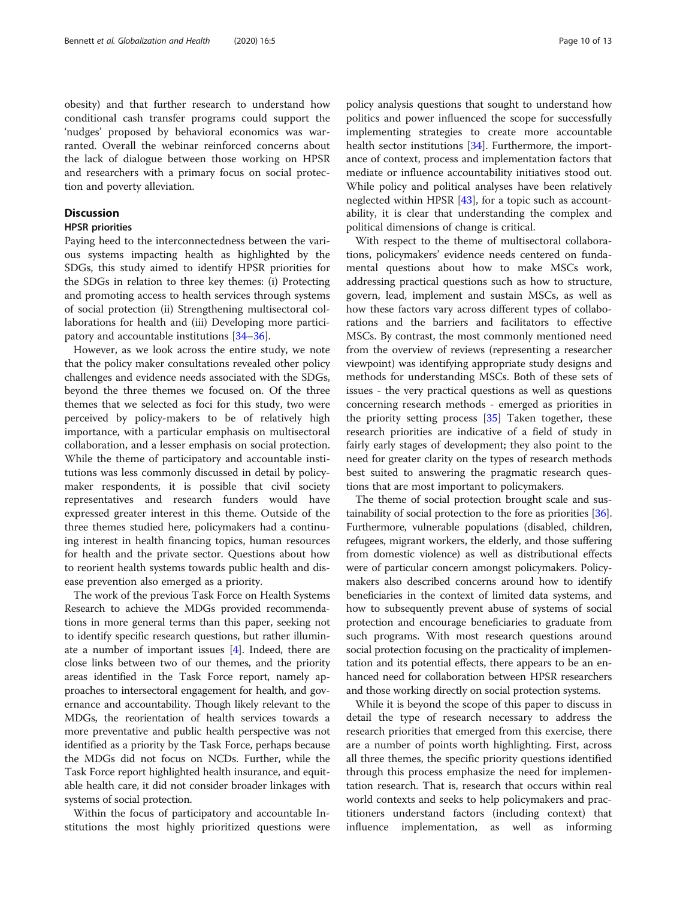obesity) and that further research to understand how conditional cash transfer programs could support the 'nudges' proposed by behavioral economics was warranted. Overall the webinar reinforced concerns about the lack of dialogue between those working on HPSR and researchers with a primary focus on social protection and poverty alleviation.

## Discussion

### HPSR priorities

Paying heed to the interconnectedness between the various systems impacting health as highlighted by the SDGs, this study aimed to identify HPSR priorities for the SDGs in relation to three key themes: (i) Protecting and promoting access to health services through systems of social protection (ii) Strengthening multisectoral collaborations for health and (iii) Developing more participatory and accountable institutions [34–36].

However, as we look across the entire study, we note that the policy maker consultations revealed other policy challenges and evidence needs associated with the SDGs, beyond the three themes we focused on. Of the three themes that we selected as foci for this study, two were perceived by policy-makers to be of relatively high importance, with a particular emphasis on multisectoral collaboration, and a lesser emphasis on social protection. While the theme of participatory and accountable institutions was less commonly discussed in detail by policymaker respondents, it is possible that civil society representatives and research funders would have expressed greater interest in this theme. Outside of the three themes studied here, policymakers had a continuing interest in health financing topics, human resources for health and the private sector. Questions about how to reorient health systems towards public health and disease prevention also emerged as a priority.

The work of the previous Task Force on Health Systems Research to achieve the MDGs provided recommendations in more general terms than this paper, seeking not to identify specific research questions, but rather illuminate a number of important issues [4]. Indeed, there are close links between two of our themes, and the priority areas identified in the Task Force report, namely approaches to intersectoral engagement for health, and governance and accountability. Though likely relevant to the MDGs, the reorientation of health services towards a more preventative and public health perspective was not identified as a priority by the Task Force, perhaps because the MDGs did not focus on NCDs. Further, while the Task Force report highlighted health insurance, and equitable health care, it did not consider broader linkages with systems of social protection.

Within the focus of participatory and accountable Institutions the most highly prioritized questions were policy analysis questions that sought to understand how politics and power influenced the scope for successfully implementing strategies to create more accountable health sector institutions [34]. Furthermore, the importance of context, process and implementation factors that mediate or influence accountability initiatives stood out. While policy and political analyses have been relatively neglected within HPSR [43], for a topic such as accountability, it is clear that understanding the complex and political dimensions of change is critical.

With respect to the theme of multisectoral collaborations, policymakers' evidence needs centered on fundamental questions about how to make MSCs work, addressing practical questions such as how to structure, govern, lead, implement and sustain MSCs, as well as how these factors vary across different types of collaborations and the barriers and facilitators to effective MSCs. By contrast, the most commonly mentioned need from the overview of reviews (representing a researcher viewpoint) was identifying appropriate study designs and methods for understanding MSCs. Both of these sets of issues - the very practical questions as well as questions concerning research methods - emerged as priorities in the priority setting process [35] Taken together, these research priorities are indicative of a field of study in fairly early stages of development; they also point to the need for greater clarity on the types of research methods best suited to answering the pragmatic research questions that are most important to policymakers.

The theme of social protection brought scale and sustainability of social protection to the fore as priorities [36]. Furthermore, vulnerable populations (disabled, children, refugees, migrant workers, the elderly, and those suffering from domestic violence) as well as distributional effects were of particular concern amongst policymakers. Policymakers also described concerns around how to identify beneficiaries in the context of limited data systems, and how to subsequently prevent abuse of systems of social protection and encourage beneficiaries to graduate from such programs. With most research questions around social protection focusing on the practicality of implementation and its potential effects, there appears to be an enhanced need for collaboration between HPSR researchers and those working directly on social protection systems.

While it is beyond the scope of this paper to discuss in detail the type of research necessary to address the research priorities that emerged from this exercise, there are a number of points worth highlighting. First, across all three themes, the specific priority questions identified through this process emphasize the need for implementation research. That is, research that occurs within real world contexts and seeks to help policymakers and practitioners understand factors (including context) that influence implementation, as well as informing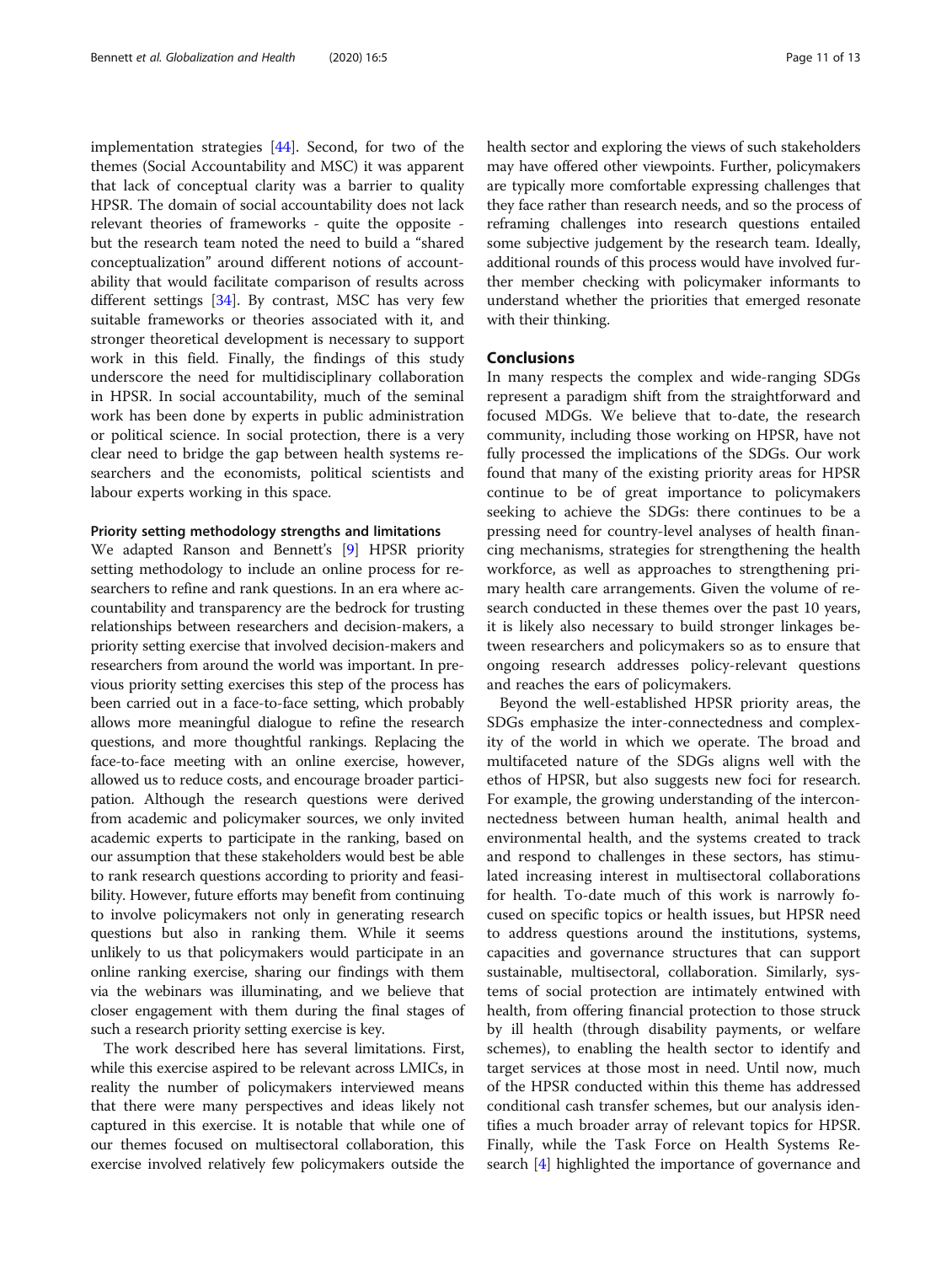implementation strategies [44]. Second, for two of the themes (Social Accountability and MSC) it was apparent that lack of conceptual clarity was a barrier to quality HPSR. The domain of social accountability does not lack relevant theories of frameworks - quite the opposite - but the research team noted the need to build a "shared conceptualization" around different notions of accountability that would facilitate comparison of results across different settings [34]. By contrast, MSC has very few suitable frameworks or theories associated with it, and stronger theoretical development is necessary to support work in this field. Finally, the findings of this study underscore the need for multidisciplinary collaboration in HPSR. In social accountability, much of the seminal work has been done by experts in public administration or political science. In social protection, there is a very clear need to bridge the gap between health systems researchers and the economists, political scientists and labour experts working in this space.

#### Priority setting methodology strengths and limitations

We adapted Ranson and Bennett's [9] HPSR priority setting methodology to include an online process for researchers to refine and rank questions. In an era where accountability and transparency are the bedrock for trusting relationships between researchers and decision-makers, a priority setting exercise that involved decision-makers and researchers from around the world was important. In previous priority setting exercises this step of the process has been carried out in a face-to-face setting, which probably allows more meaningful dialogue to refine the research questions, and more thoughtful rankings. Replacing the face-to-face meeting with an online exercise, however, allowed us to reduce costs, and encourage broader participation. Although the research questions were derived from academic and policymaker sources, we only invited academic experts to participate in the ranking, based on our assumption that these stakeholders would best be able to rank research questions according to priority and feasibility. However, future efforts may benefit from continuing to involve policymakers not only in generating research questions but also in ranking them. While it seems unlikely to us that policymakers would participate in an online ranking exercise, sharing our findings with them via the webinars was illuminating, and we believe that closer engagement with them during the final stages of such a research priority setting exercise is key.

The work described here has several limitations. First, while this exercise aspired to be relevant across LMICs, in reality the number of policymakers interviewed means that there were many perspectives and ideas likely not captured in this exercise. It is notable that while one of our themes focused on multisectoral collaboration, this exercise involved relatively few policymakers outside the health sector and exploring the views of such stakeholders may have offered other viewpoints. Further, policymakers are typically more comfortable expressing challenges that they face rather than research needs, and so the process of reframing challenges into research questions entailed some subjective judgement by the research team. Ideally, additional rounds of this process would have involved further member checking with policymaker informants to understand whether the priorities that emerged resonate with their thinking.

## Conclusions

In many respects the complex and wide-ranging SDGs represent a paradigm shift from the straightforward and focused MDGs. We believe that to-date, the research community, including those working on HPSR, have not fully processed the implications of the SDGs. Our work found that many of the existing priority areas for HPSR continue to be of great importance to policymakers seeking to achieve the SDGs: there continues to be a pressing need for country-level analyses of health financing mechanisms, strategies for strengthening the health workforce, as well as approaches to strengthening primary health care arrangements. Given the volume of research conducted in these themes over the past 10 years, it is likely also necessary to build stronger linkages between researchers and policymakers so as to ensure that ongoing research addresses policy-relevant questions and reaches the ears of policymakers.

Beyond the well-established HPSR priority areas, the SDGs emphasize the inter-connectedness and complexity of the world in which we operate. The broad and multifaceted nature of the SDGs aligns well with the ethos of HPSR, but also suggests new foci for research. For example, the growing understanding of the interconnectedness between human health, animal health and environmental health, and the systems created to track and respond to challenges in these sectors, has stimulated increasing interest in multisectoral collaborations for health. To-date much of this work is narrowly focused on specific topics or health issues, but HPSR need to address questions around the institutions, systems, capacities and governance structures that can support sustainable, multisectoral, collaboration. Similarly, systems of social protection are intimately entwined with health, from offering financial protection to those struck by ill health (through disability payments, or welfare schemes), to enabling the health sector to identify and target services at those most in need. Until now, much of the HPSR conducted within this theme has addressed conditional cash transfer schemes, but our analysis identifies a much broader array of relevant topics for HPSR. Finally, while the Task Force on Health Systems Research [4] highlighted the importance of governance and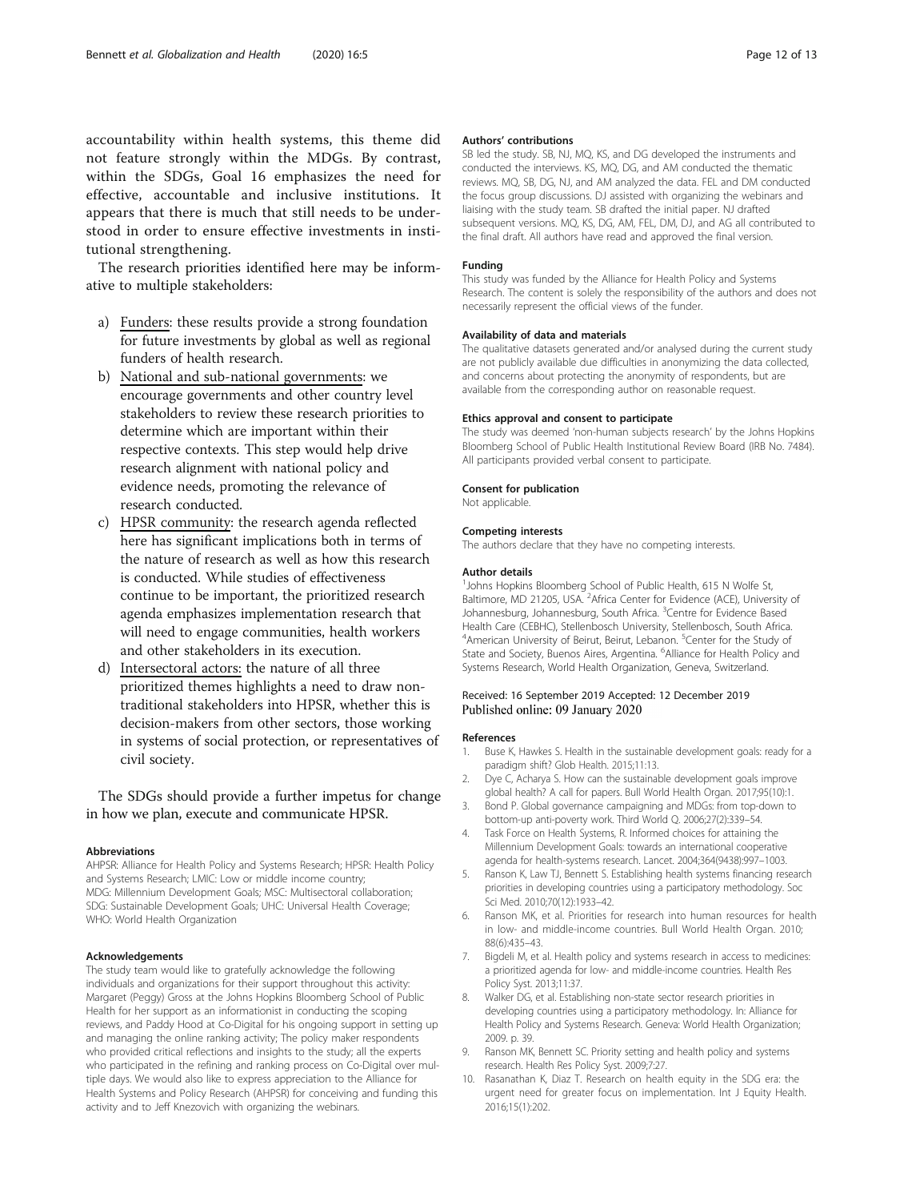accountability within health systems, this theme did not feature strongly within the MDGs. By contrast, within the SDGs, Goal 16 emphasizes the need for effective, accountable and inclusive institutions. It appears that there is much that still needs to be understood in order to ensure effective investments in institutional strengthening.

The research priorities identified here may be informative to multiple stakeholders:

a) Funders: these results provide a strong foundation for future investments by global as well as regional funders of health research.
b) National and sub-national governments: we encourage governments and other country level stakeholders to review these research priorities to determine which are important within their respective contexts. This step would help drive research alignment with national policy and evidence needs, promoting the relevance of research conducted.
c) HPSR community: the research agenda reflected here has significant implications both in terms of the nature of research as well as how this research is conducted. While studies of effectiveness continue to be important, the prioritized research agenda emphasizes implementation research that will need to engage communities, health workers and other stakeholders in its execution.
d) Intersectoral actors: the nature of all three prioritized themes highlights a need to draw non-traditional stakeholders into HPSR, whether this is decision-makers from other sectors, those working in systems of social protection, or representatives of civil society.

The SDGs should provide a further impetus for change in how we plan, execute and communicate HPSR.

#### Abbreviations

AHPSR: Alliance for Health Policy and Systems Research; HPSR: Health Policy and Systems Research; LMIC: Low or middle income country; MDG: Millennium Development Goals; MSC: Multisectoral collaboration; SDG: Sustainable Development Goals; UHC: Universal Health Coverage; WHO: World Health Organization

#### Acknowledgements

The study team would like to gratefully acknowledge the following individuals and organizations for their support throughout this activity: Margaret (Peggy) Gross at the Johns Hopkins Bloomberg School of Public Health for her support as an informationist in conducting the scoping reviews, and Paddy Hood at Co-Digital for his ongoing support in setting up and managing the online ranking activity; The policy maker respondents who provided critical reflections and insights to the study; all the experts who participated in the refining and ranking process on Co-Digital over multiple days. We would also like to express appreciation to the Alliance for Health Systems and Policy Research (AHPSR) for conceiving and funding this activity and to Jeff Knezovich with organizing the webinars.

#### Authors' contributions

SB led the study. SB, NJ, MQ, KS, and DG developed the instruments and conducted the interviews. KS, MQ, DG, and AM conducted the thematic reviews. MQ, SB, DG, NJ, and AM analyzed the data. FEL and DM conducted the focus group discussions. DJ assisted with organizing the webinars and liaising with the study team. SB drafted the initial paper. NJ drafted subsequent versions. MQ, KS, DG, AM, FEL, DM, DJ, and AG all contributed to the final draft. All authors have read and approved the final version.

#### Funding

This study was funded by the Alliance for Health Policy and Systems Research. The content is solely the responsibility of the authors and does not necessarily represent the official views of the funder.

#### Availability of data and materials

The qualitative datasets generated and/or analysed during the current study are not publicly available due difficulties in anonymizing the data collected, and concerns about protecting the anonymity of respondents, but are available from the corresponding author on reasonable request.

#### Ethics approval and consent to participate

The study was deemed 'non-human subjects research' by the Johns Hopkins Bloomberg School of Public Health Institutional Review Board (IRB No. 7484). All participants provided verbal consent to participate.

#### Consent for publication

Not applicable.

#### Competing interests

The authors declare that they have no competing interests.

#### Author details

[1]Johns Hopkins Bloomberg School of Public Health, 615 N Wolfe St, Baltimore, MD 21205, USA. [2]Africa Center for Evidence (ACE), University of Johannesburg, Johannesburg, South Africa. [3]Centre for Evidence Based Health Care (CEBHC), Stellenbosch University, Stellenbosch, South Africa. [4]American University of Beirut, Beirut, Lebanon. [5]Center for the Study of State and Society, Buenos Aires, Argentina. [6]Alliance for Health Policy and Systems Research, World Health Organization, Geneva, Switzerland.

Received: 16 September 2019 Accepted: 12 December 2019
Published online: 09 January 2020

#### References

1. Buse K, Hawkes S. Health in the sustainable development goals: ready for a paradigm shift? Glob Health. 2015;11:13.
2. Dye C, Acharya S. How can the sustainable development goals improve global health? A call for papers. Bull World Health Organ. 2017;95(10):1.
3. Bond P. Global governance campaigning and MDGs: from top-down to bottom-up anti-poverty work. Third World Q. 2006;27(2):339–54.
4. Task Force on Health Systems, R. Informed choices for attaining the Millennium Development Goals: towards an international cooperative agenda for health-systems research. Lancet. 2004;364(9438):997–1003.
5. Ranson K, Law TJ, Bennett S. Establishing health systems financing research priorities in developing countries using a participatory methodology. Soc Sci Med. 2010;70(12):1933–42.
6. Ranson MK, et al. Priorities for research into human resources for health in low- and middle-income countries. Bull World Health Organ. 2010; 88(6):435–43.
7. Bigdeli M, et al. Health policy and systems research in access to medicines: a prioritized agenda for low- and middle-income countries. Health Res Policy Syst. 2013;11:37.
8. Walker DG, et al. Establishing non-state sector research priorities in developing countries using a participatory methodology. In: Alliance for Health Policy and Systems Research. Geneva: World Health Organization; 2009. p. 39.
9. Ranson MK, Bennett SC. Priority setting and health policy and systems research. Health Res Policy Syst. 2009;7:27.
10. Rasanathan K, Diaz T. Research on health equity in the SDG era: the urgent need for greater focus on implementation. Int J Equity Health. 2016;15(1):202.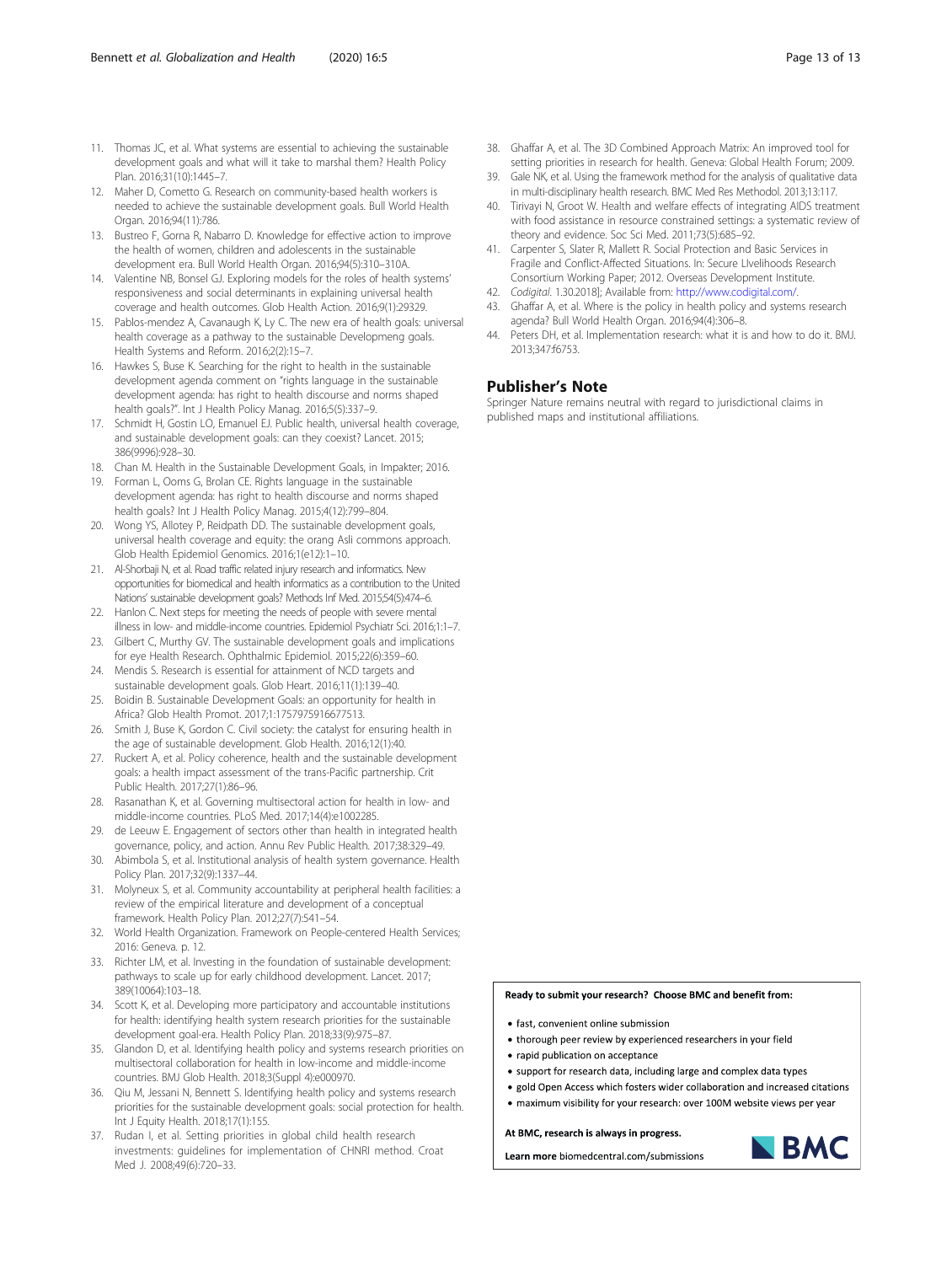11. Thomas JC, et al. What systems are essential to achieving the sustainable development goals and what will it take to marshal them? Health Policy Plan. 2016;31(10):1445–7.
12. Maher D, Cometto G. Research on community-based health workers is needed to achieve the sustainable development goals. Bull World Health Organ. 2016;94(11):786.
13. Bustreo F, Gorna R, Nabarro D. Knowledge for effective action to improve the health of women, children and adolescents in the sustainable development era. Bull World Health Organ. 2016;94(5):310–310A.
14. Valentine NB, Bonsel GJ. Exploring models for the roles of health systems' responsiveness and social determinants in explaining universal health coverage and health outcomes. Glob Health Action. 2016;9(1):29329.
15. Pablos-mendez A, Cavanaugh K, Ly C. The new era of health goals: universal health coverage as a pathway to the sustainable Developmeng goals. Health Systems and Reform. 2016;2(2):15–7.
16. Hawkes S, Buse K. Searching for the right to health in the sustainable development agenda comment on "rights language in the sustainable development agenda: has right to health discourse and norms shaped health goals?". Int J Health Policy Manag. 2016;5(5):337–9.
17. Schmidt H, Gostin LO, Emanuel EJ. Public health, universal health coverage, and sustainable development goals: can they coexist? Lancet. 2015; 386(9996):928–30.
18. Chan M. Health in the Sustainable Development Goals, in Impakter; 2016.
19. Forman L, Ooms G, Brolan CE. Rights language in the sustainable development agenda: has right to health discourse and norms shaped health goals? Int J Health Policy Manag. 2015;4(12):799–804.
20. Wong YS, Allotey P, Reidpath DD. The sustainable development goals, universal health coverage and equity: the orang Asli commons approach. Glob Health Epidemiol Genomics. 2016;1(e12):1–10.
21. Al-Shorbaji N, et al. Road traffic related injury research and informatics. New opportunities for biomedical and health informatics as a contribution to the United Nations' sustainable development goals? Methods Inf Med. 2015;54(5):474–6.
22. Hanlon C. Next steps for meeting the needs of people with severe mental illness in low- and middle-income countries. Epidemiol Psychiatr Sci. 2016;1:1–7.
23. Gilbert C, Murthy GV. The sustainable development goals and implications for eye Health Research. Ophthalmic Epidemiol. 2015;22(6):359–60.
24. Mendis S. Research is essential for attainment of NCD targets and sustainable development goals. Glob Heart. 2016;11(1):139–40.
25. Boidin B. Sustainable Development Goals: an opportunity for health in Africa? Glob Health Promot. 2017;1:1757975916677513.
26. Smith J, Buse K, Gordon C. Civil society: the catalyst for ensuring health in the age of sustainable development. Glob Health. 2016;12(1):40.
27. Ruckert A, et al. Policy coherence, health and the sustainable development goals: a health impact assessment of the trans-Pacific partnership. Crit Public Health. 2017;27(1):86–96.
28. Rasanathan K, et al. Governing multisectoral action for health in low- and middle-income countries. PLoS Med. 2017;14(4):e1002285.
29. de Leeuw E. Engagement of sectors other than health in integrated health governance, policy, and action. Annu Rev Public Health. 2017;38:329–49.
30. Abimbola S, et al. Institutional analysis of health system governance. Health Policy Plan. 2017;32(9):1337–44.
31. Molyneux S, et al. Community accountability at peripheral health facilities: a review of the empirical literature and development of a conceptual framework. Health Policy Plan. 2012;27(7):541–54.
32. World Health Organization. Framework on People-centered Health Services; 2016: Geneva. p. 12.
33. Richter LM, et al. Investing in the foundation of sustainable development: pathways to scale up for early childhood development. Lancet. 2017; 389(10064):103–18.
34. Scott K, et al. Developing more participatory and accountable institutions for health: identifying health system research priorities for the sustainable development goal-era. Health Policy Plan. 2018;33(9):975–87.
35. Glandon D, et al. Identifying health policy and systems research priorities on multisectoral collaboration for health in low-income and middle-income countries. BMJ Glob Health. 2018;3(Suppl 4):e000970.
36. Qiu M, Jessani N, Bennett S. Identifying health policy and systems research priorities for the sustainable development goals: social protection for health. Int J Equity Health. 2018;17(1):155.
37. Rudan I, et al. Setting priorities in global child health research investments: guidelines for implementation of CHNRI method. Croat Med J. 2008;49(6):720–33.
38. Ghaffar A, et al. The 3D Combined Approach Matrix: An improved tool for setting priorities in research for health. Geneva: Global Health Forum; 2009.
39. Gale NK, et al. Using the framework method for the analysis of qualitative data in multi-disciplinary health research. BMC Med Res Methodol. 2013;13:117.
40. Tirivayi N, Groot W. Health and welfare effects of integrating AIDS treatment with food assistance in resource constrained settings: a systematic review of theory and evidence. Soc Sci Med. 2011;73(5):685–92.
41. Carpenter S, Slater R, Mallett R. Social Protection and Basic Services in Fragile and Conflict-Affected Situations. In: Secure LIvelihoods Research Consortium Working Paper; 2012. Overseas Development Institute.
42. *Codigital*. 1.30.2018]; Available from: http://www.codigital.com/.
43. Ghaffar A, et al. Where is the policy in health policy and systems research agenda? Bull World Health Organ. 2016;94(4):306–8.
44. Peters DH, et al. Implementation research: what it is and how to do it. BMJ. 2013;347:f6753.

## Publisher's Note

Springer Nature remains neutral with regard to jurisdictional claims in published maps and institutional affiliations.

**Ready to submit your research? Choose BMC and benefit from:**

- fast, convenient online submission
- thorough peer review by experienced researchers in your field
- rapid publication on acceptance
- support for research data, including large and complex data types
- gold Open Access which fosters wider collaboration and increased citations
- maximum visibility for your research: over 100M website views per year

**At BMC, research is always in progress.**

**Learn more** biomedcentral.com/submissions

BMC